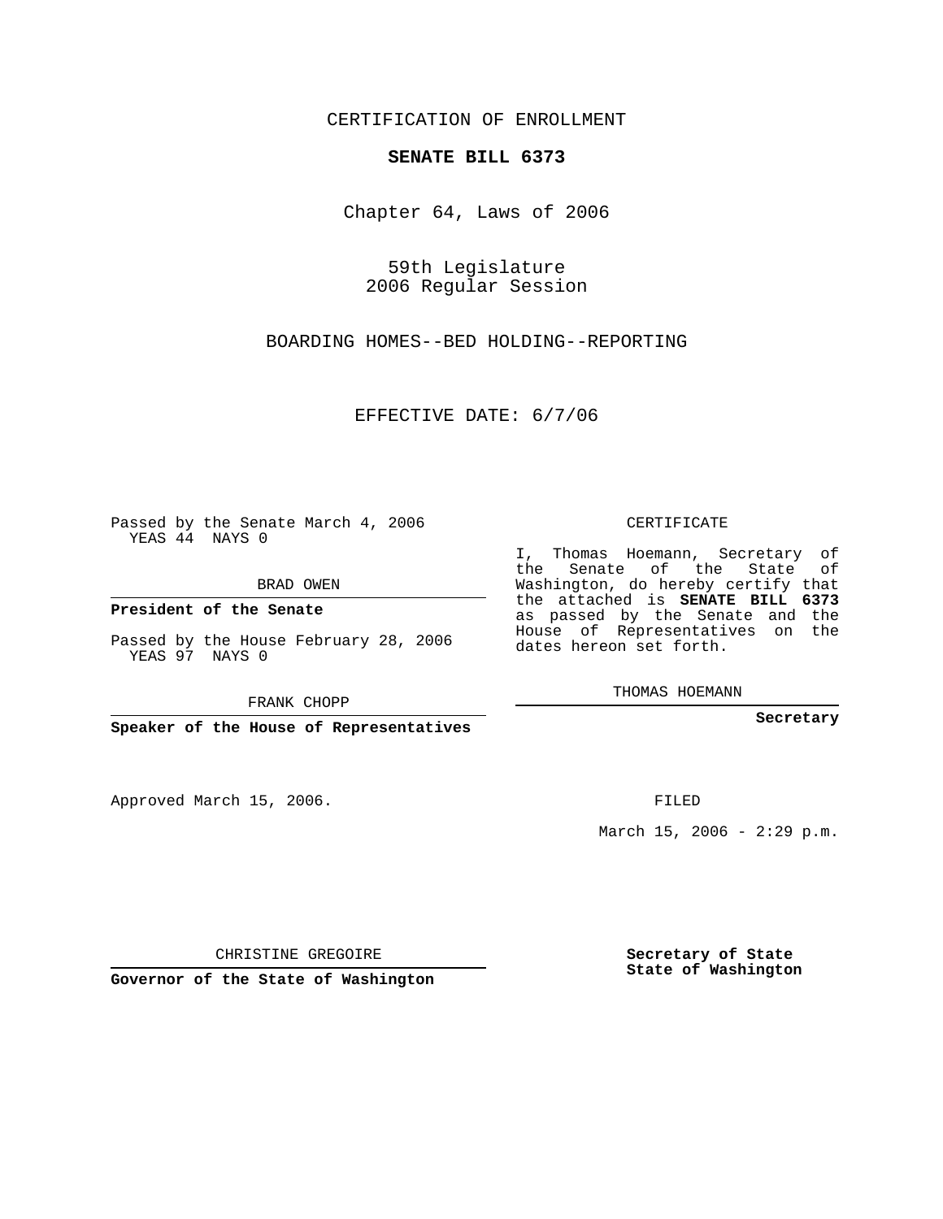CERTIFICATION OF ENROLLMENT

**SENATE BILL 6373**

Chapter 64, Laws of 2006

59th Legislature
2006 Regular Session

BOARDING HOMES--BED HOLDING--REPORTING

EFFECTIVE DATE: 6/7/06

Passed by the Senate March 4, 2006
YEAS 44 NAYS 0

BRAD OWEN

**President of the Senate**

Passed by the House February 28, 2006
YEAS 97 NAYS 0

FRANK CHOPP

**Speaker of the House of Representatives**

Approved March 15, 2006.

CHRISTINE GREGOIRE

**Governor of the State of Washington**

CERTIFICATE

I, Thomas Hoemann, Secretary of the Senate of the State of Washington, do hereby certify that the attached is **SENATE BILL 6373** as passed by the Senate and the House of Representatives on the dates hereon set forth.

THOMAS HOEMANN

**Secretary**

FILED

March 15, 2006 - 2:29 p.m.

**Secretary of State**
**State of Washington**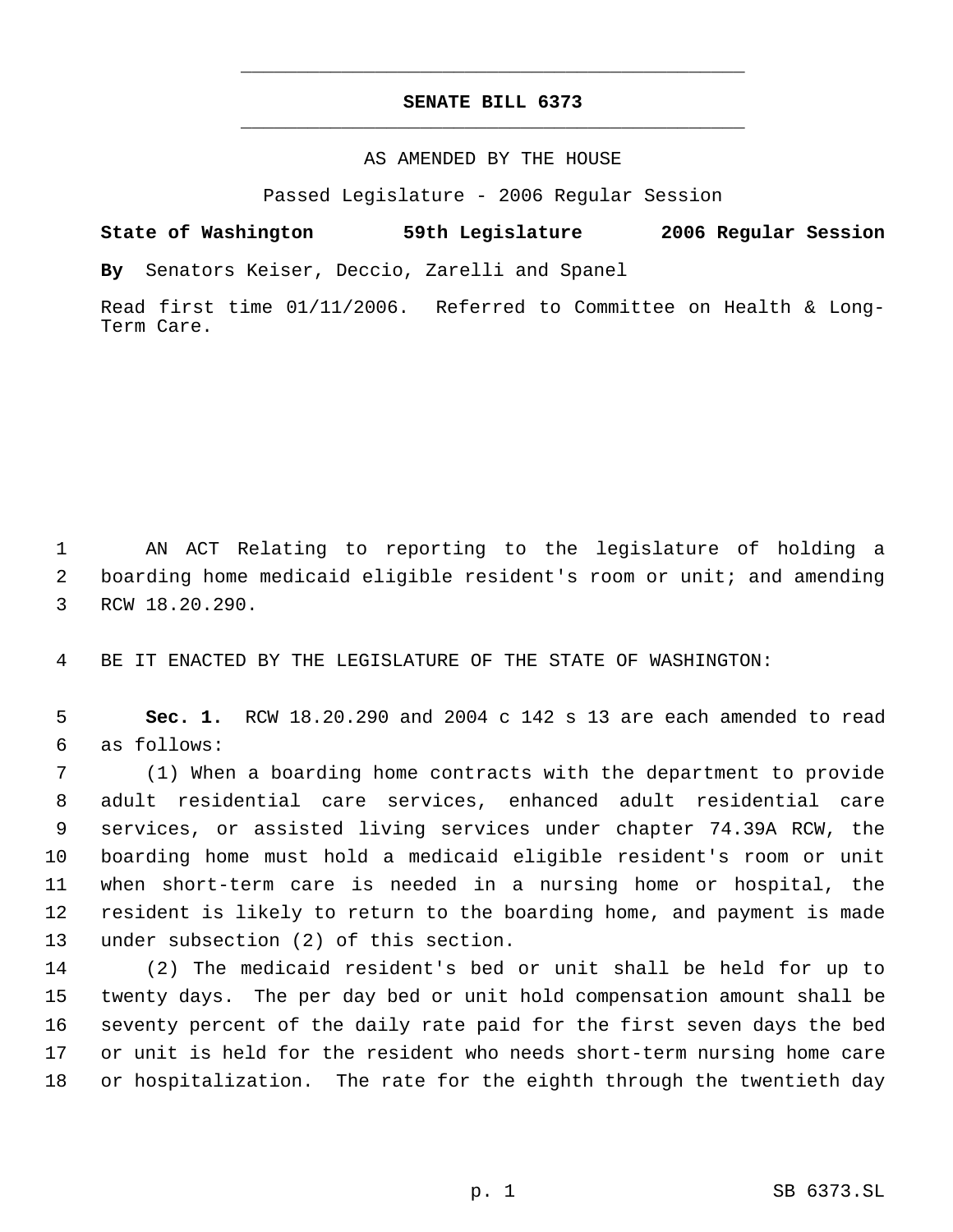# SENATE BILL 6373

AS AMENDED BY THE HOUSE

Passed Legislature - 2006 Regular Session

**State of Washington 59th Legislature 2006 Regular Session**

**By** Senators Keiser, Deccio, Zarelli and Spanel

Read first time 01/11/2006. Referred to Committee on Health & Long-Term Care.

AN ACT Relating to reporting to the legislature of holding a boarding home medicaid eligible resident's room or unit; and amending RCW 18.20.290.

BE IT ENACTED BY THE LEGISLATURE OF THE STATE OF WASHINGTON:

**Sec. 1.** RCW 18.20.290 and 2004 c 142 s 13 are each amended to read as follows:

(1) When a boarding home contracts with the department to provide adult residential care services, enhanced adult residential care services, or assisted living services under chapter 74.39A RCW, the boarding home must hold a medicaid eligible resident's room or unit when short-term care is needed in a nursing home or hospital, the resident is likely to return to the boarding home, and payment is made under subsection (2) of this section.

(2) The medicaid resident's bed or unit shall be held for up to twenty days. The per day bed or unit hold compensation amount shall be seventy percent of the daily rate paid for the first seven days the bed or unit is held for the resident who needs short-term nursing home care or hospitalization. The rate for the eighth through the twentieth day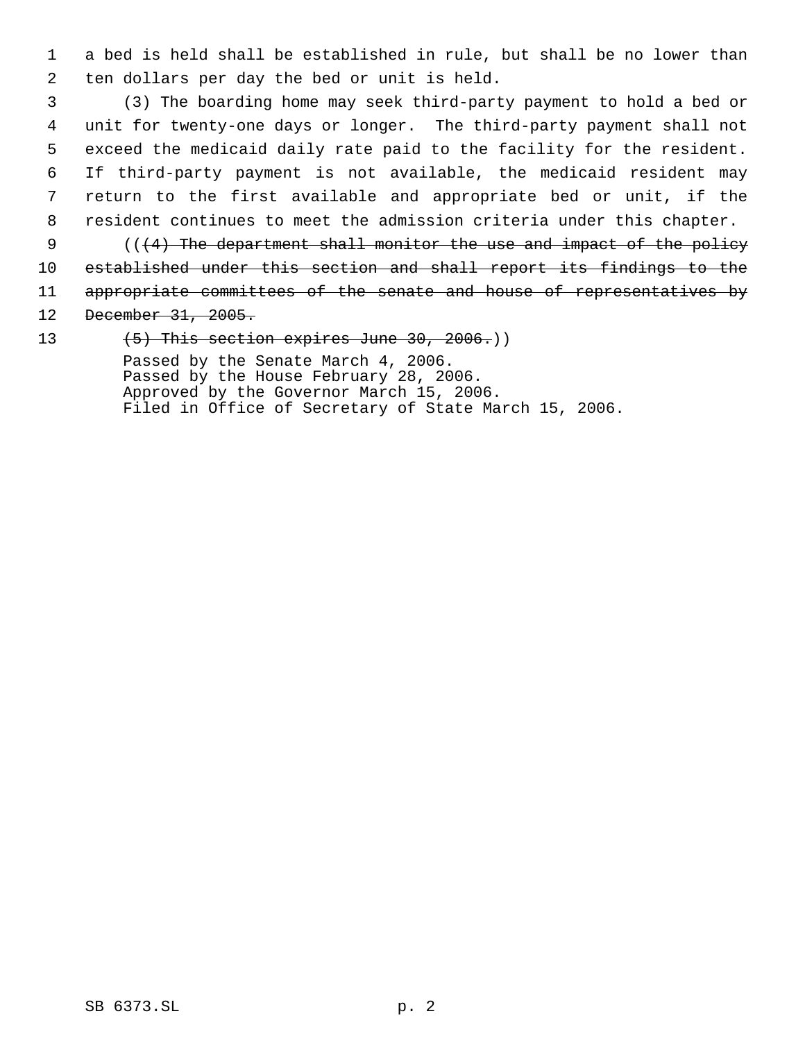a bed is held shall be established in rule, but shall be no lower than ten dollars per day the bed or unit is held.

(3) The boarding home may seek third-party payment to hold a bed or unit for twenty-one days or longer. The third-party payment shall not exceed the medicaid daily rate paid to the facility for the resident. If third-party payment is not available, the medicaid resident may return to the first available and appropriate bed or unit, if the resident continues to meet the admission criteria under this chapter.

((~~(4) The department shall monitor the use and impact of the policy established under this section and shall report its findings to the appropriate committees of the senate and house of representatives by December 31, 2005.~~

~~(5) This section expires June 30, 2006.~~))

Passed by the Senate March 4, 2006.
Passed by the House February 28, 2006.
Approved by the Governor March 15, 2006.
Filed in Office of Secretary of State March 15, 2006.